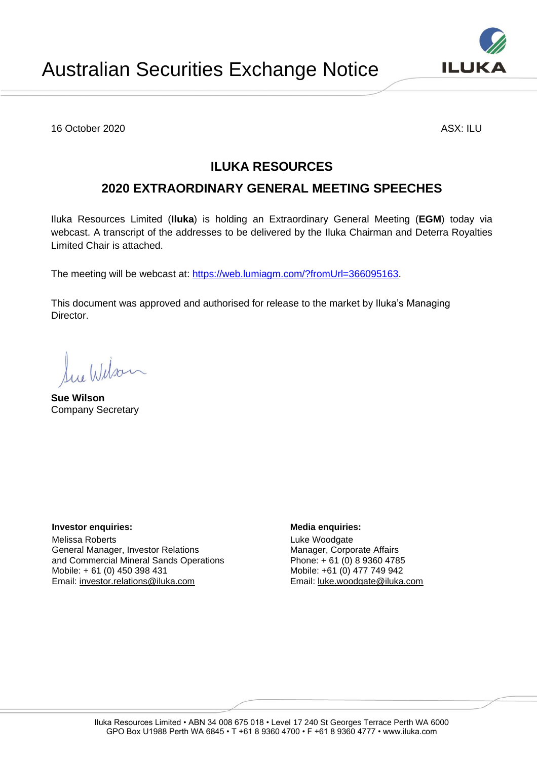# Australian Securities Exchange Notice

16 October 2020

ASX: ILU

## ILUKA RESOURCES

## 2020 EXTRAORDINARY GENERAL MEETING SPEECHES

Iluka Resources Limited (**Iluka**) is holding an Extraordinary General Meeting (**EGM**) today via webcast. A transcript of the addresses to be delivered by the Iluka Chairman and Deterra Royalties Limited Chair is attached.

The meeting will be webcast at: https://web.lumiagm.com/?fromUrl=366095163.

This document was approved and authorised for release to the market by Iluka's Managing Director.

**Sue Wilson**
Company Secretary

**Investor enquiries:**
Melissa Roberts
General Manager, Investor Relations and Commercial Mineral Sands Operations
Mobile: + 61 (0) 450 398 431
Email: investor.relations@iluka.com

**Media enquiries:**
Luke Woodgate
Manager, Corporate Affairs
Phone: + 61 (0) 8 9360 4785
Mobile: +61 (0) 477 749 942
Email: luke.woodgate@iluka.com

Iluka Resources Limited • ABN 34 008 675 018 • Level 17 240 St Georges Terrace Perth WA 6000
GPO Box U1988 Perth WA 6845 • T +61 8 9360 4700 • F +61 8 9360 4777 • www.iluka.com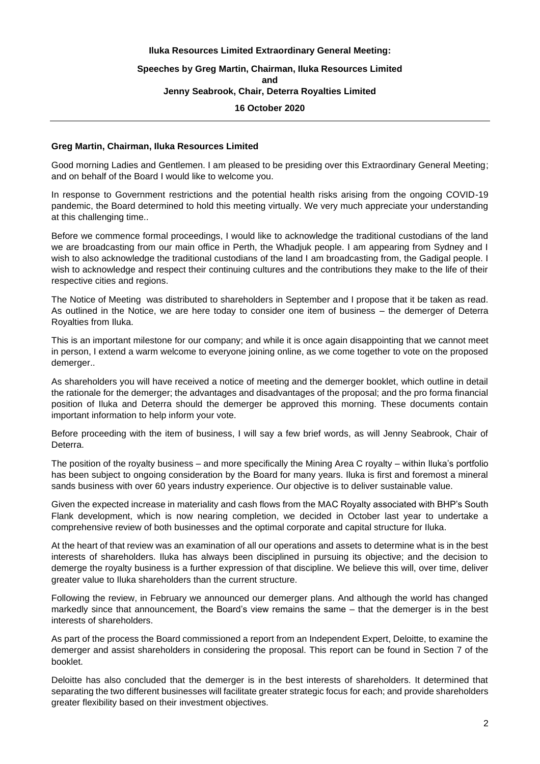**Iluka Resources Limited Extraordinary General Meeting:**

**Speeches by Greg Martin, Chairman, Iluka Resources Limited**
**and**
**Jenny Seabrook, Chair, Deterra Royalties Limited**

**16 October 2020**

---

**Greg Martin, Chairman, Iluka Resources Limited**

Good morning Ladies and Gentlemen. I am pleased to be presiding over this Extraordinary General Meeting; and on behalf of the Board I would like to welcome you.

In response to Government restrictions and the potential health risks arising from the ongoing COVID-19 pandemic, the Board determined to hold this meeting virtually. We very much appreciate your understanding at this challenging time..

Before we commence formal proceedings, I would like to acknowledge the traditional custodians of the land we are broadcasting from our main office in Perth, the Whadjuk people. I am appearing from Sydney and I wish to also acknowledge the traditional custodians of the land I am broadcasting from, the Gadigal people. I wish to acknowledge and respect their continuing cultures and the contributions they make to the life of their respective cities and regions.

The Notice of Meeting was distributed to shareholders in September and I propose that it be taken as read. As outlined in the Notice, we are here today to consider one item of business – the demerger of Deterra Royalties from Iluka.

This is an important milestone for our company; and while it is once again disappointing that we cannot meet in person, I extend a warm welcome to everyone joining online, as we come together to vote on the proposed demerger..

As shareholders you will have received a notice of meeting and the demerger booklet, which outline in detail the rationale for the demerger; the advantages and disadvantages of the proposal; and the pro forma financial position of Iluka and Deterra should the demerger be approved this morning. These documents contain important information to help inform your vote.

Before proceeding with the item of business, I will say a few brief words, as will Jenny Seabrook, Chair of Deterra.

The position of the royalty business – and more specifically the Mining Area C royalty – within Iluka's portfolio has been subject to ongoing consideration by the Board for many years. Iluka is first and foremost a mineral sands business with over 60 years industry experience. Our objective is to deliver sustainable value.

Given the expected increase in materiality and cash flows from the MAC Royalty associated with BHP's South Flank development, which is now nearing completion, we decided in October last year to undertake a comprehensive review of both businesses and the optimal corporate and capital structure for Iluka.

At the heart of that review was an examination of all our operations and assets to determine what is in the best interests of shareholders. Iluka has always been disciplined in pursuing its objective; and the decision to demerge the royalty business is a further expression of that discipline. We believe this will, over time, deliver greater value to Iluka shareholders than the current structure.

Following the review, in February we announced our demerger plans. And although the world has changed markedly since that announcement, the Board's view remains the same – that the demerger is in the best interests of shareholders.

As part of the process the Board commissioned a report from an Independent Expert, Deloitte, to examine the demerger and assist shareholders in considering the proposal. This report can be found in Section 7 of the booklet.

Deloitte has also concluded that the demerger is in the best interests of shareholders. It determined that separating the two different businesses will facilitate greater strategic focus for each; and provide shareholders greater flexibility based on their investment objectives.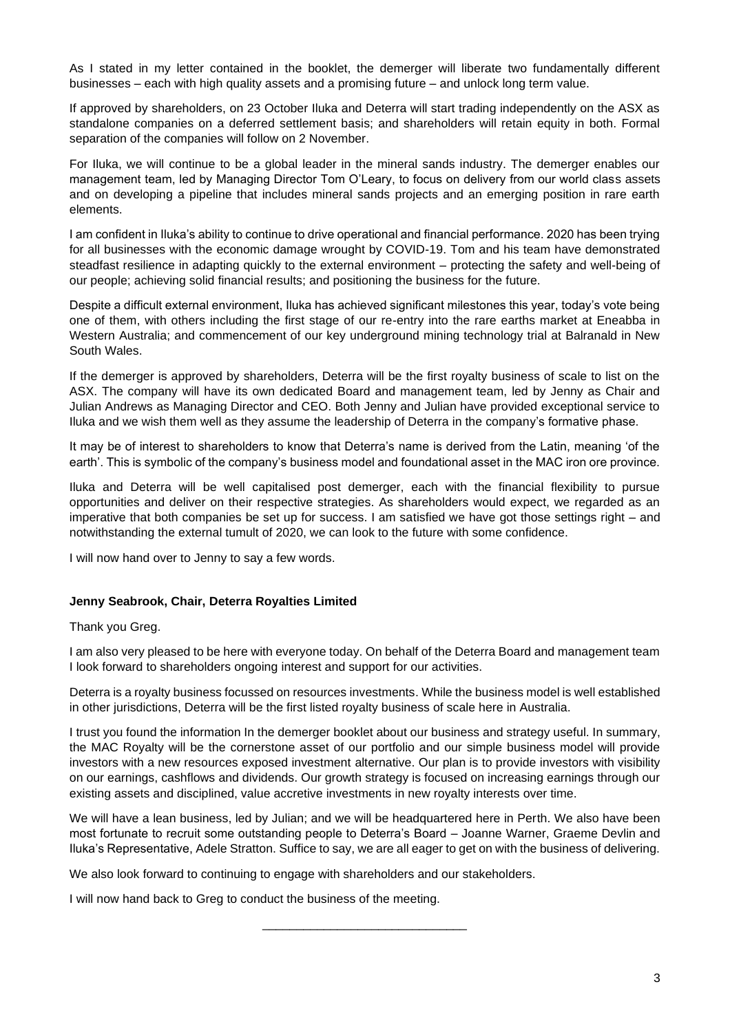As I stated in my letter contained in the booklet, the demerger will liberate two fundamentally different businesses – each with high quality assets and a promising future – and unlock long term value.

If approved by shareholders, on 23 October Iluka and Deterra will start trading independently on the ASX as standalone companies on a deferred settlement basis; and shareholders will retain equity in both. Formal separation of the companies will follow on 2 November.

For Iluka, we will continue to be a global leader in the mineral sands industry. The demerger enables our management team, led by Managing Director Tom O'Leary, to focus on delivery from our world class assets and on developing a pipeline that includes mineral sands projects and an emerging position in rare earth elements.

I am confident in Iluka's ability to continue to drive operational and financial performance. 2020 has been trying for all businesses with the economic damage wrought by COVID-19. Tom and his team have demonstrated steadfast resilience in adapting quickly to the external environment – protecting the safety and well-being of our people; achieving solid financial results; and positioning the business for the future.

Despite a difficult external environment, Iluka has achieved significant milestones this year, today's vote being one of them, with others including the first stage of our re-entry into the rare earths market at Eneabba in Western Australia; and commencement of our key underground mining technology trial at Balranald in New South Wales.

If the demerger is approved by shareholders, Deterra will be the first royalty business of scale to list on the ASX. The company will have its own dedicated Board and management team, led by Jenny as Chair and Julian Andrews as Managing Director and CEO. Both Jenny and Julian have provided exceptional service to Iluka and we wish them well as they assume the leadership of Deterra in the company's formative phase.

It may be of interest to shareholders to know that Deterra's name is derived from the Latin, meaning 'of the earth'. This is symbolic of the company's business model and foundational asset in the MAC iron ore province.

Iluka and Deterra will be well capitalised post demerger, each with the financial flexibility to pursue opportunities and deliver on their respective strategies. As shareholders would expect, we regarded as an imperative that both companies be set up for success. I am satisfied we have got those settings right – and notwithstanding the external tumult of 2020, we can look to the future with some confidence.

I will now hand over to Jenny to say a few words.

**Jenny Seabrook, Chair, Deterra Royalties Limited**

Thank you Greg.

I am also very pleased to be here with everyone today. On behalf of the Deterra Board and management team I look forward to shareholders ongoing interest and support for our activities.

Deterra is a royalty business focussed on resources investments. While the business model is well established in other jurisdictions, Deterra will be the first listed royalty business of scale here in Australia.

I trust you found the information In the demerger booklet about our business and strategy useful. In summary, the MAC Royalty will be the cornerstone asset of our portfolio and our simple business model will provide investors with a new resources exposed investment alternative. Our plan is to provide investors with visibility on our earnings, cashflows and dividends. Our growth strategy is focused on increasing earnings through our existing assets and disciplined, value accretive investments in new royalty interests over time.

We will have a lean business, led by Julian; and we will be headquartered here in Perth. We also have been most fortunate to recruit some outstanding people to Deterra's Board – Joanne Warner, Graeme Devlin and Iluka's Representative, Adele Stratton. Suffice to say, we are all eager to get on with the business of delivering.

We also look forward to continuing to engage with shareholders and our stakeholders.

I will now hand back to Greg to conduct the business of the meeting.

\_\_\_\_\_\_\_\_\_\_\_\_\_\_\_\_\_\_\_\_\_\_\_\_\_\_\_\_\_\_